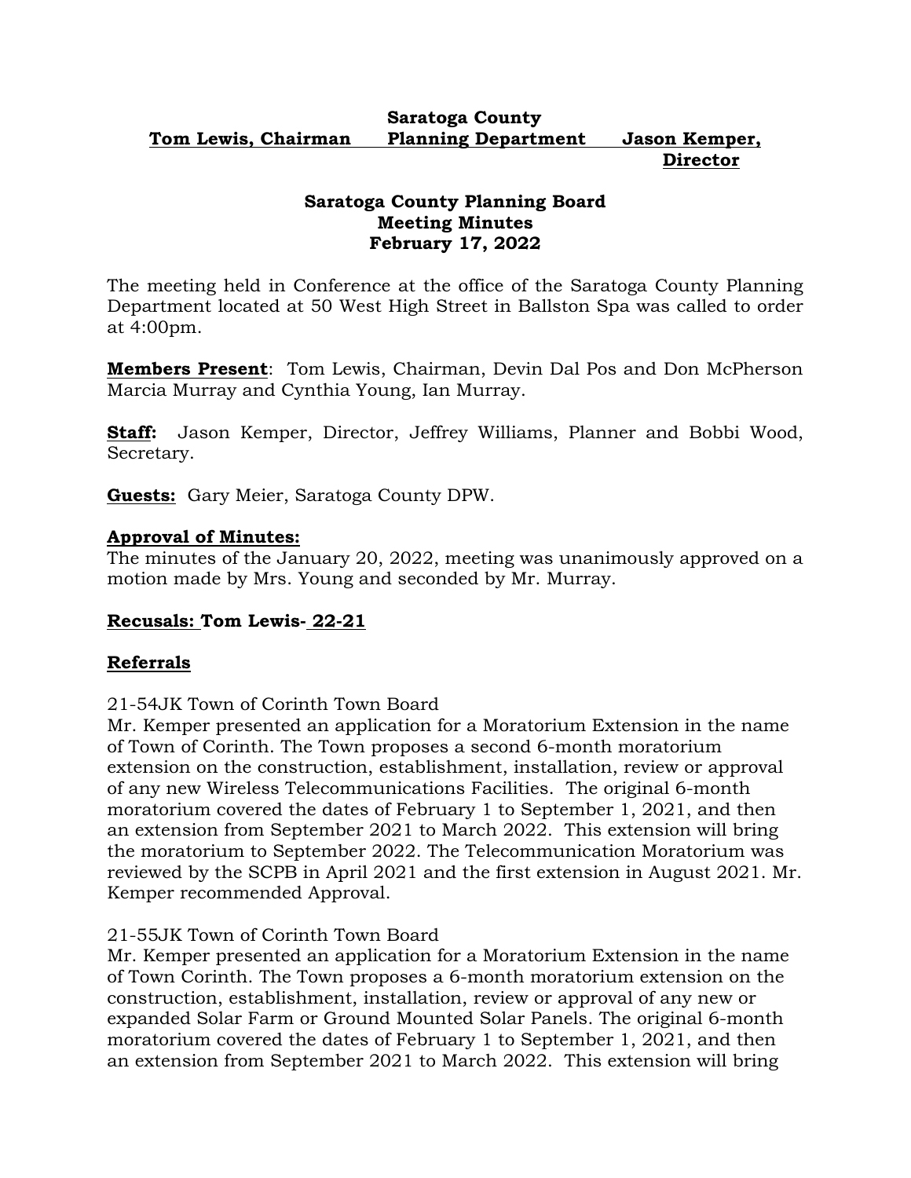**Tom Lewis, Chairman** | **Saratoga County Planning Department** | **Jason Kemper, Director**

**Saratoga County Planning Board**
**Meeting Minutes**
**February 17, 2022**

The meeting held in Conference at the office of the Saratoga County Planning Department located at 50 West High Street in Ballston Spa was called to order at 4:00pm.

**Members Present**: Tom Lewis, Chairman, Devin Dal Pos and Don McPherson Marcia Murray and Cynthia Young, Ian Murray.

**Staff:** Jason Kemper, Director, Jeffrey Williams, Planner and Bobbi Wood, Secretary.

**Guests:** Gary Meier, Saratoga County DPW.

**Approval of Minutes:**
The minutes of the January 20, 2022, meeting was unanimously approved on a motion made by Mrs. Young and seconded by Mr. Murray.

**Recusals: Tom Lewis- 22-21**

**Referrals**

21-54JK Town of Corinth Town Board
Mr. Kemper presented an application for a Moratorium Extension in the name of Town of Corinth. The Town proposes a second 6-month moratorium extension on the construction, establishment, installation, review or approval of any new Wireless Telecommunications Facilities. The original 6-month moratorium covered the dates of February 1 to September 1, 2021, and then an extension from September 2021 to March 2022. This extension will bring the moratorium to September 2022. The Telecommunication Moratorium was reviewed by the SCPB in April 2021 and the first extension in August 2021. Mr. Kemper recommended Approval.

21-55JK Town of Corinth Town Board
Mr. Kemper presented an application for a Moratorium Extension in the name of Town Corinth. The Town proposes a 6-month moratorium extension on the construction, establishment, installation, review or approval of any new or expanded Solar Farm or Ground Mounted Solar Panels. The original 6-month moratorium covered the dates of February 1 to September 1, 2021, and then an extension from September 2021 to March 2022. This extension will bring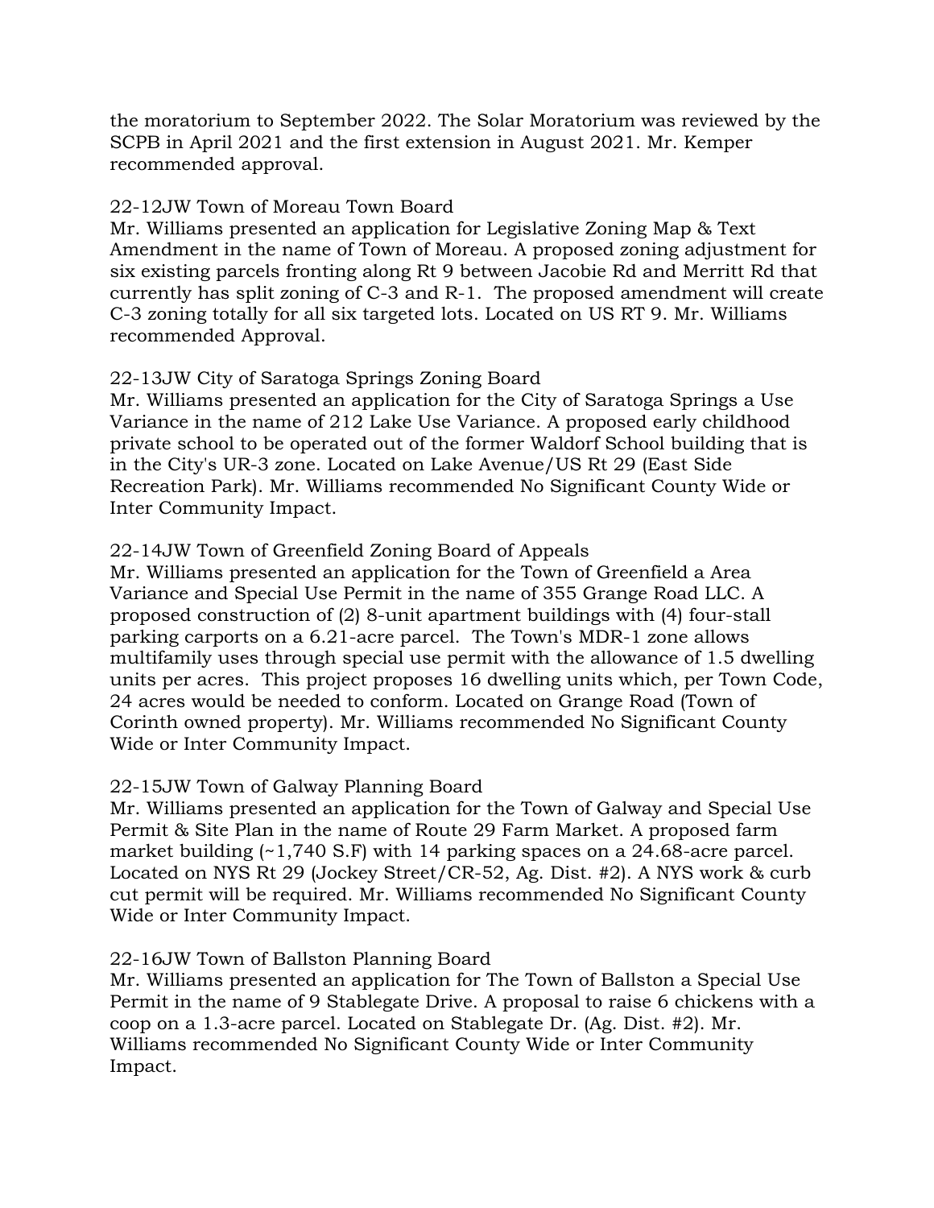the moratorium to September 2022. The Solar Moratorium was reviewed by the SCPB in April 2021 and the first extension in August 2021. Mr. Kemper recommended approval.

22-12JW Town of Moreau Town Board

Mr. Williams presented an application for Legislative Zoning Map & Text Amendment in the name of Town of Moreau. A proposed zoning adjustment for six existing parcels fronting along Rt 9 between Jacobie Rd and Merritt Rd that currently has split zoning of C-3 and R-1. The proposed amendment will create C-3 zoning totally for all six targeted lots. Located on US RT 9. Mr. Williams recommended Approval.

22-13JW City of Saratoga Springs Zoning Board

Mr. Williams presented an application for the City of Saratoga Springs a Use Variance in the name of 212 Lake Use Variance. A proposed early childhood private school to be operated out of the former Waldorf School building that is in the City's UR-3 zone. Located on Lake Avenue/US Rt 29 (East Side Recreation Park). Mr. Williams recommended No Significant County Wide or Inter Community Impact.

22-14JW Town of Greenfield Zoning Board of Appeals

Mr. Williams presented an application for the Town of Greenfield a Area Variance and Special Use Permit in the name of 355 Grange Road LLC. A proposed construction of (2) 8-unit apartment buildings with (4) four-stall parking carports on a 6.21-acre parcel. The Town's MDR-1 zone allows multifamily uses through special use permit with the allowance of 1.5 dwelling units per acres. This project proposes 16 dwelling units which, per Town Code, 24 acres would be needed to conform. Located on Grange Road (Town of Corinth owned property). Mr. Williams recommended No Significant County Wide or Inter Community Impact.

22-15JW Town of Galway Planning Board

Mr. Williams presented an application for the Town of Galway and Special Use Permit & Site Plan in the name of Route 29 Farm Market. A proposed farm market building (~1,740 S.F) with 14 parking spaces on a 24.68-acre parcel. Located on NYS Rt 29 (Jockey Street/CR-52, Ag. Dist. #2). A NYS work & curb cut permit will be required. Mr. Williams recommended No Significant County Wide or Inter Community Impact.

22-16JW Town of Ballston Planning Board

Mr. Williams presented an application for The Town of Ballston a Special Use Permit in the name of 9 Stablegate Drive. A proposal to raise 6 chickens with a coop on a 1.3-acre parcel. Located on Stablegate Dr. (Ag. Dist. #2). Mr. Williams recommended No Significant County Wide or Inter Community Impact.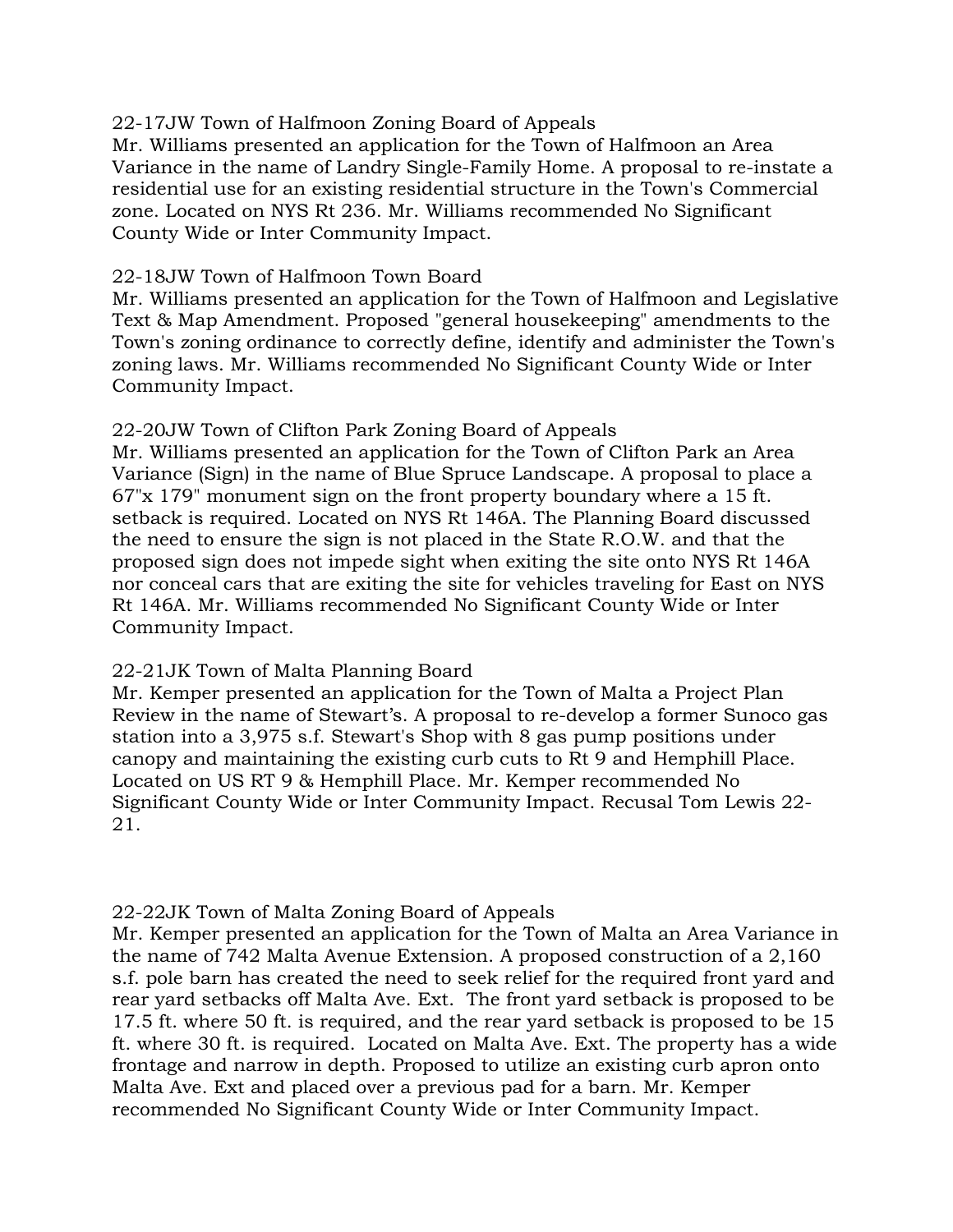22-17JW Town of Halfmoon Zoning Board of Appeals
Mr. Williams presented an application for the Town of Halfmoon an Area Variance in the name of Landry Single-Family Home. A proposal to re-instate a residential use for an existing residential structure in the Town's Commercial zone. Located on NYS Rt 236. Mr. Williams recommended No Significant County Wide or Inter Community Impact.

22-18JW Town of Halfmoon Town Board
Mr. Williams presented an application for the Town of Halfmoon and Legislative Text & Map Amendment. Proposed "general housekeeping" amendments to the Town's zoning ordinance to correctly define, identify and administer the Town's zoning laws. Mr. Williams recommended No Significant County Wide or Inter Community Impact.

22-20JW Town of Clifton Park Zoning Board of Appeals
Mr. Williams presented an application for the Town of Clifton Park an Area Variance (Sign) in the name of Blue Spruce Landscape. A proposal to place a 67"x 179" monument sign on the front property boundary where a 15 ft. setback is required. Located on NYS Rt 146A. The Planning Board discussed the need to ensure the sign is not placed in the State R.O.W. and that the proposed sign does not impede sight when exiting the site onto NYS Rt 146A nor conceal cars that are exiting the site for vehicles traveling for East on NYS Rt 146A. Mr. Williams recommended No Significant County Wide or Inter Community Impact.

22-21JK Town of Malta Planning Board
Mr. Kemper presented an application for the Town of Malta a Project Plan Review in the name of Stewart's. A proposal to re-develop a former Sunoco gas station into a 3,975 s.f. Stewart's Shop with 8 gas pump positions under canopy and maintaining the existing curb cuts to Rt 9 and Hemphill Place. Located on US RT 9 & Hemphill Place. Mr. Kemper recommended No Significant County Wide or Inter Community Impact. Recusal Tom Lewis 22-21.

22-22JK Town of Malta Zoning Board of Appeals
Mr. Kemper presented an application for the Town of Malta an Area Variance in the name of 742 Malta Avenue Extension. A proposed construction of a 2,160 s.f. pole barn has created the need to seek relief for the required front yard and rear yard setbacks off Malta Ave. Ext. The front yard setback is proposed to be 17.5 ft. where 50 ft. is required, and the rear yard setback is proposed to be 15 ft. where 30 ft. is required. Located on Malta Ave. Ext. The property has a wide frontage and narrow in depth. Proposed to utilize an existing curb apron onto Malta Ave. Ext and placed over a previous pad for a barn. Mr. Kemper recommended No Significant County Wide or Inter Community Impact.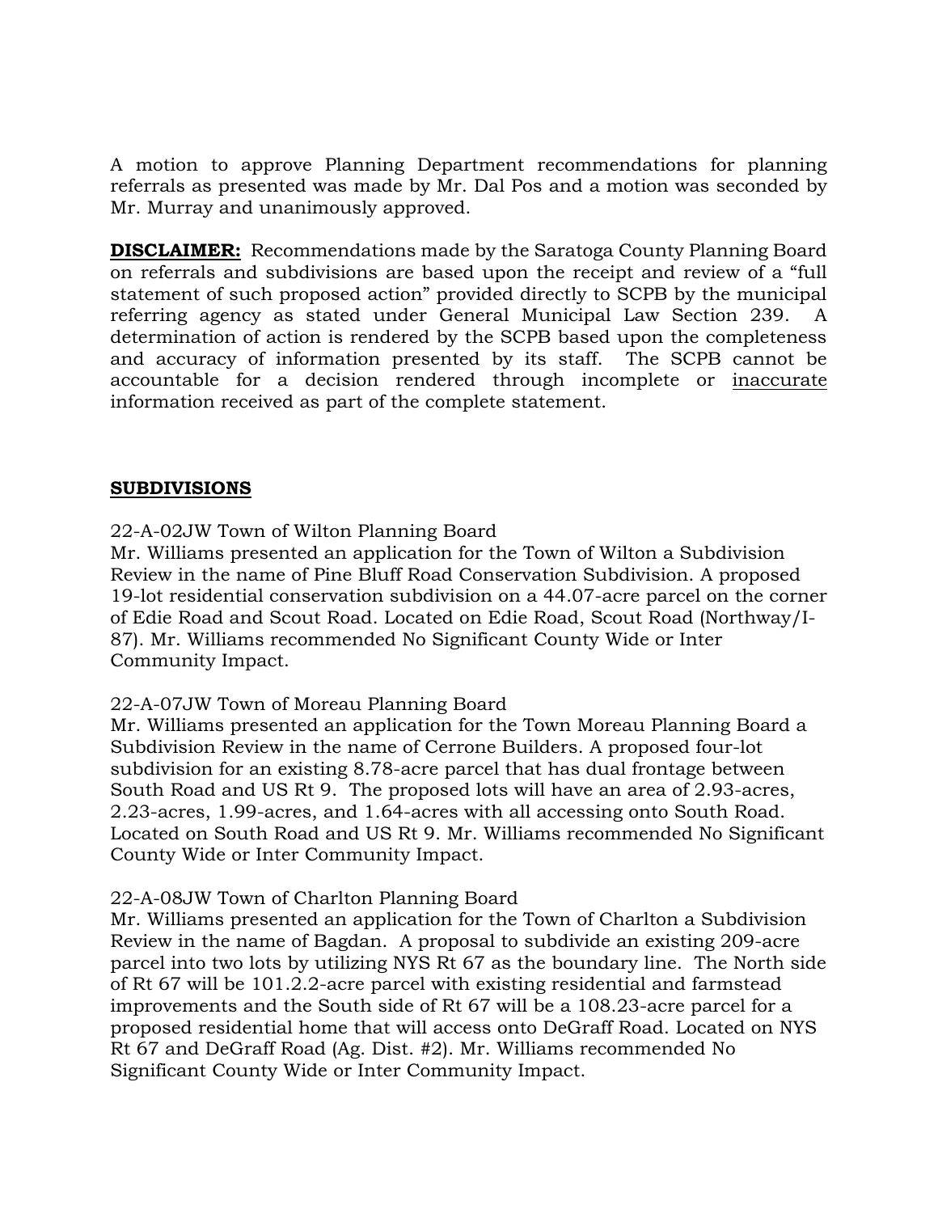A motion to approve Planning Department recommendations for planning referrals as presented was made by Mr. Dal Pos and a motion was seconded by Mr. Murray and unanimously approved.

**DISCLAIMER:** Recommendations made by the Saratoga County Planning Board on referrals and subdivisions are based upon the receipt and review of a "full statement of such proposed action" provided directly to SCPB by the municipal referring agency as stated under General Municipal Law Section 239. A determination of action is rendered by the SCPB based upon the completeness and accuracy of information presented by its staff. The SCPB cannot be accountable for a decision rendered through incomplete or inaccurate information received as part of the complete statement.

**SUBDIVISIONS**

22-A-02JW Town of Wilton Planning Board
Mr. Williams presented an application for the Town of Wilton a Subdivision Review in the name of Pine Bluff Road Conservation Subdivision. A proposed 19-lot residential conservation subdivision on a 44.07-acre parcel on the corner of Edie Road and Scout Road. Located on Edie Road, Scout Road (Northway/I-87). Mr. Williams recommended No Significant County Wide or Inter Community Impact.

22-A-07JW Town of Moreau Planning Board
Mr. Williams presented an application for the Town Moreau Planning Board a Subdivision Review in the name of Cerrone Builders. A proposed four-lot subdivision for an existing 8.78-acre parcel that has dual frontage between South Road and US Rt 9. The proposed lots will have an area of 2.93-acres, 2.23-acres, 1.99-acres, and 1.64-acres with all accessing onto South Road. Located on South Road and US Rt 9. Mr. Williams recommended No Significant County Wide or Inter Community Impact.

22-A-08JW Town of Charlton Planning Board
Mr. Williams presented an application for the Town of Charlton a Subdivision Review in the name of Bagdan. A proposal to subdivide an existing 209-acre parcel into two lots by utilizing NYS Rt 67 as the boundary line. The North side of Rt 67 will be 101.2.2-acre parcel with existing residential and farmstead improvements and the South side of Rt 67 will be a 108.23-acre parcel for a proposed residential home that will access onto DeGraff Road. Located on NYS Rt 67 and DeGraff Road (Ag. Dist. #2). Mr. Williams recommended No Significant County Wide or Inter Community Impact.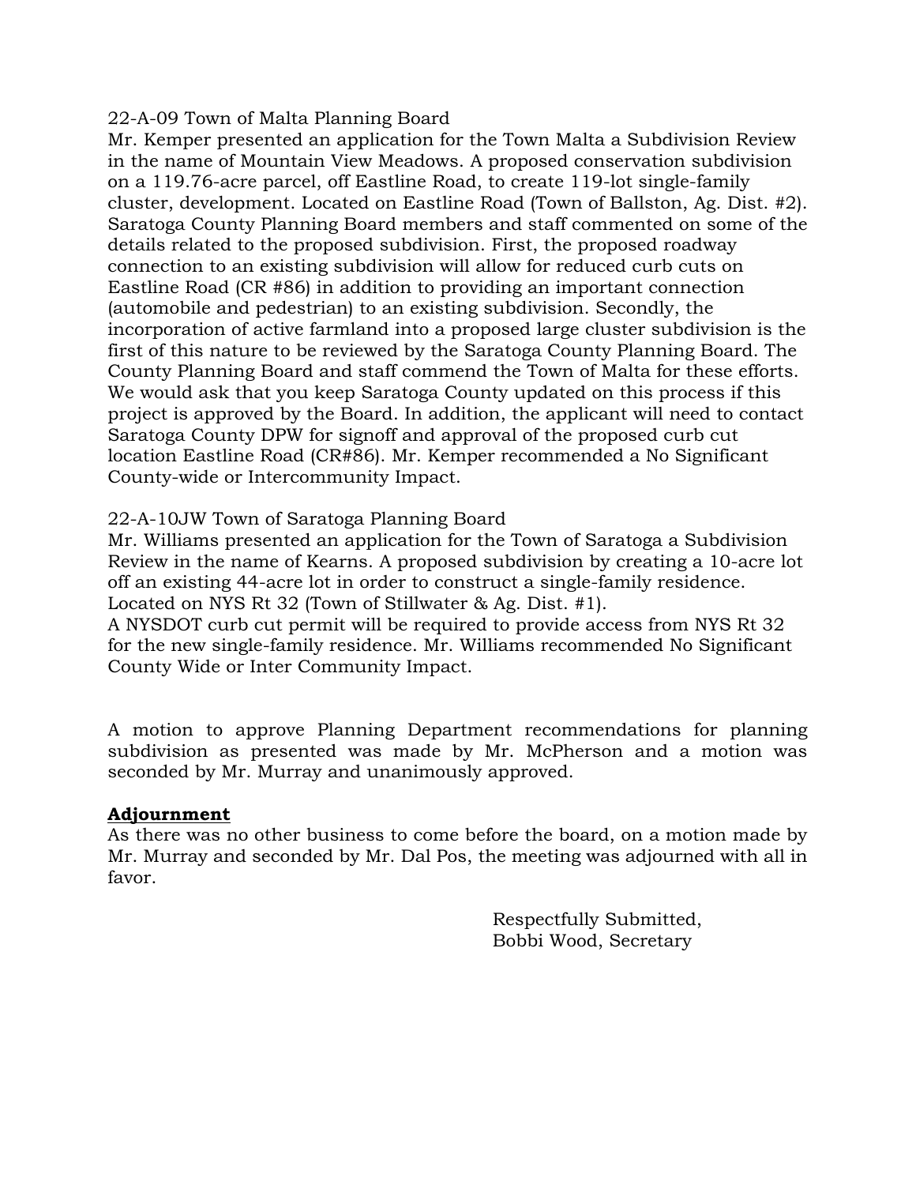22-A-09 Town of Malta Planning Board

Mr. Kemper presented an application for the Town Malta a Subdivision Review in the name of Mountain View Meadows. A proposed conservation subdivision on a 119.76-acre parcel, off Eastline Road, to create 119-lot single-family cluster, development. Located on Eastline Road (Town of Ballston, Ag. Dist. #2). Saratoga County Planning Board members and staff commented on some of the details related to the proposed subdivision. First, the proposed roadway connection to an existing subdivision will allow for reduced curb cuts on Eastline Road (CR #86) in addition to providing an important connection (automobile and pedestrian) to an existing subdivision. Secondly, the incorporation of active farmland into a proposed large cluster subdivision is the first of this nature to be reviewed by the Saratoga County Planning Board. The County Planning Board and staff commend the Town of Malta for these efforts. We would ask that you keep Saratoga County updated on this process if this project is approved by the Board. In addition, the applicant will need to contact Saratoga County DPW for signoff and approval of the proposed curb cut location Eastline Road (CR#86). Mr. Kemper recommended a No Significant County-wide or Intercommunity Impact.

22-A-10JW Town of Saratoga Planning Board

Mr. Williams presented an application for the Town of Saratoga a Subdivision Review in the name of Kearns. A proposed subdivision by creating a 10-acre lot off an existing 44-acre lot in order to construct a single-family residence. Located on NYS Rt 32 (Town of Stillwater & Ag. Dist. #1).

A NYSDOT curb cut permit will be required to provide access from NYS Rt 32 for the new single-family residence. Mr. Williams recommended No Significant County Wide or Inter Community Impact.

A motion to approve Planning Department recommendations for planning subdivision as presented was made by Mr. McPherson and a motion was seconded by Mr. Murray and unanimously approved.

**Adjournment**

As there was no other business to come before the board, on a motion made by Mr. Murray and seconded by Mr. Dal Pos, the meeting was adjourned with all in favor.

Respectfully Submitted,
Bobbi Wood, Secretary